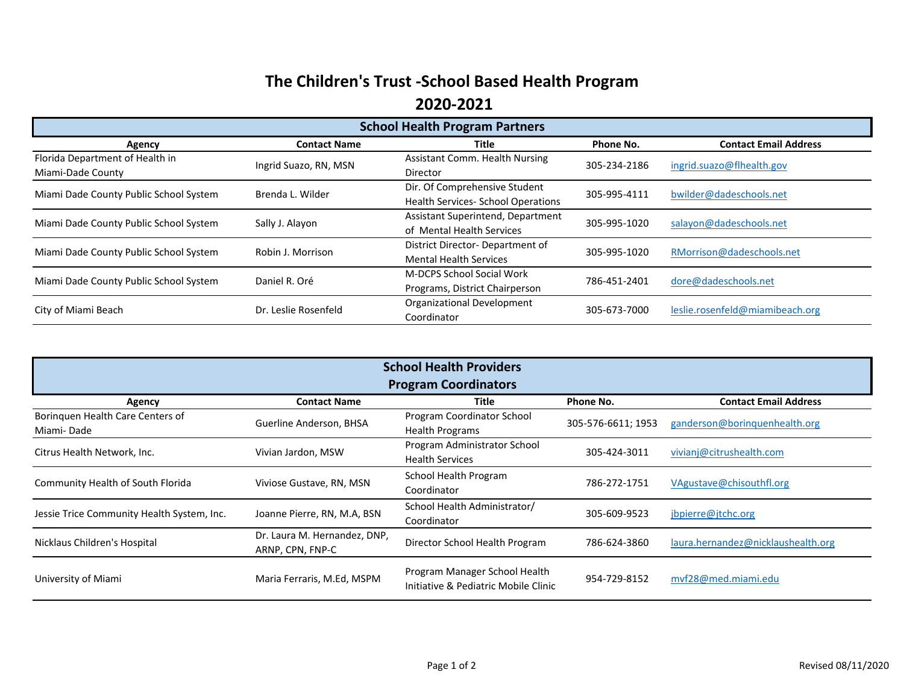# The Children's Trust -School Based Health Program

# 2020-2021

## School Health Program Partners

| Agency | Contact Name | Title | Phone No. | Contact Email Address |
|---|---|---|---|---|
| Florida Department of Health in Miami-Dade County | Ingrid Suazo, RN, MSN | Assistant Comm. Health Nursing Director | 305-234-2186 | ingrid.suazo@flhealth.gov |
| Miami Dade County Public School System | Brenda L. Wilder | Dir. Of Comprehensive Student Health Services- School Operations | 305-995-4111 | bwilder@dadeschools.net |
| Miami Dade County Public School System | Sally J. Alayon | Assistant Superintend, Department of Mental Health Services | 305-995-1020 | salayon@dadeschools.net |
| Miami Dade County Public School System | Robin J. Morrison | District Director- Department of Mental Health Services | 305-995-1020 | RMorrison@dadeschools.net |
| Miami Dade County Public School System | Daniel R. Oré | M-DCPS School Social Work Programs, District Chairperson | 786-451-2401 | dore@dadeschools.net |
| City of Miami Beach | Dr. Leslie Rosenfeld | Organizational Development Coordinator | 305-673-7000 | leslie.rosenfeld@miamibeach.org |

## School Health Providers
## Program Coordinators

| Agency | Contact Name | Title | Phone No. | Contact Email Address |
|---|---|---|---|---|
| Borinquen Health Care Centers of Miami- Dade | Guerline Anderson, BHSA | Program Coordinator School Health Programs | 305-576-6611; 1953 | ganderson@borinquenhealth.org |
| Citrus Health Network, Inc. | Vivian Jardon, MSW | Program Administrator School Health Services | 305-424-3011 | vivianj@citrushealth.com |
| Community Health of South Florida | Viviose Gustave, RN, MSN | School Health Program Coordinator | 786-272-1751 | VAgustave@chisouthfl.org |
| Jessie Trice Community Health System, Inc. | Joanne Pierre, RN, M.A, BSN | School Health Administrator/ Coordinator | 305-609-9523 | jbpierre@jtchc.org |
| Nicklaus Children's Hospital | Dr. Laura M. Hernandez, DNP, ARNP, CPN, FNP-C | Director School Health Program | 786-624-3860 | laura.hernandez@nicklaushealth.org |
| University of Miami | Maria Ferraris, M.Ed, MSPM | Program Manager School Health Initiative & Pediatric Mobile Clinic | 954-729-8152 | mvf28@med.miami.edu |

Revised 08/11/2020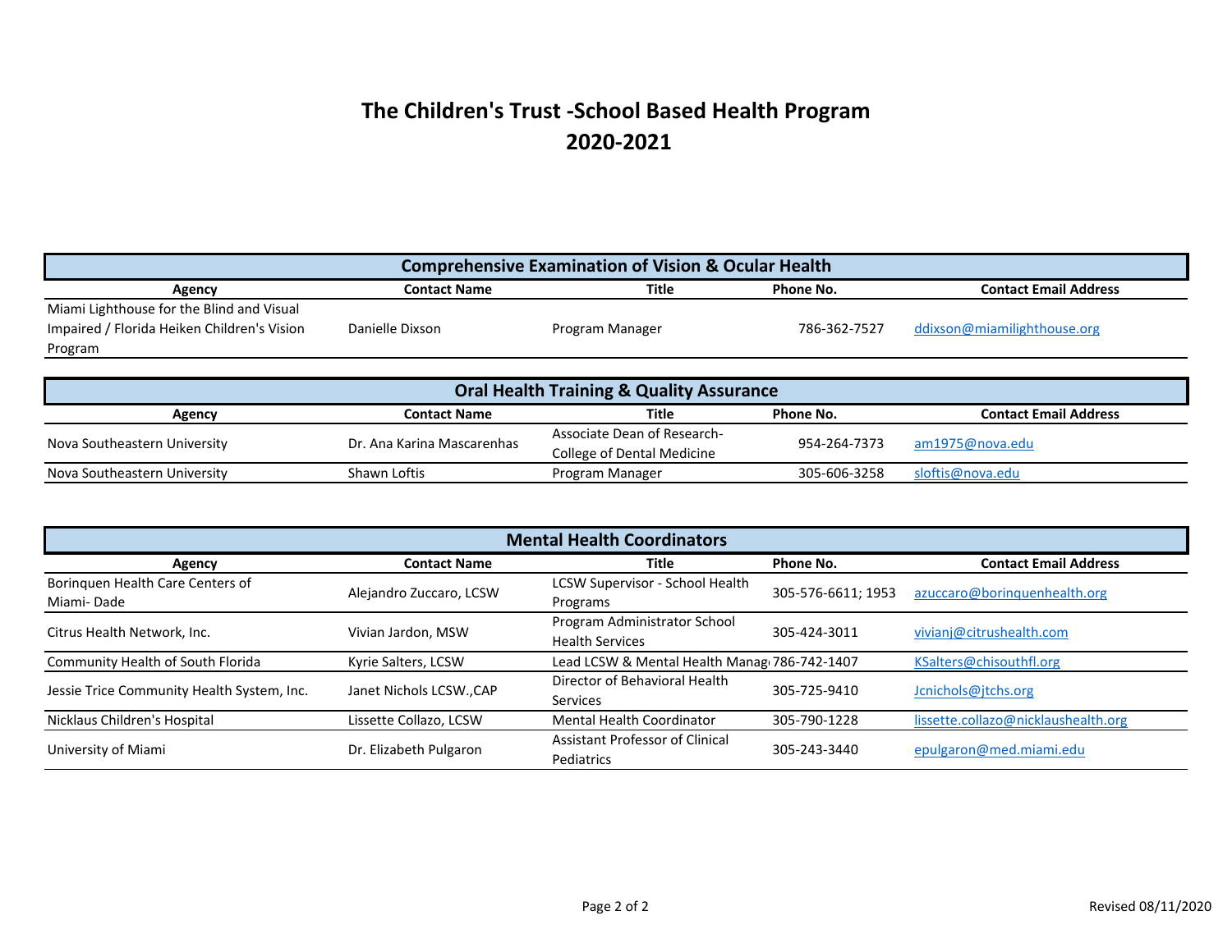# The Children's Trust -School Based Health Program
# 2020-2021

| Comprehensive Examination of Vision & Ocular Health | | | | |
|---|---|---|---|---|
| **Agency** | **Contact Name** | **Title** | **Phone No.** | **Contact Email Address** |
| Miami Lighthouse for the Blind and Visual Impaired / Florida Heiken Children's Vision Program | Danielle Dixson | Program Manager | 786-362-7527 | ddixson@miamilighthouse.org |

| Oral Health Training & Quality Assurance | | | | |
|---|---|---|---|---|
| **Agency** | **Contact Name** | **Title** | **Phone No.** | **Contact Email Address** |
| Nova Southeastern University | Dr. Ana Karina Mascarenhas | Associate Dean of Research-College of Dental Medicine | 954-264-7373 | am1975@nova.edu |
| Nova Southeastern University | Shawn Loftis | Program Manager | 305-606-3258 | sloftis@nova.edu |

| Mental Health Coordinators | | | | |
|---|---|---|---|---|
| **Agency** | **Contact Name** | **Title** | **Phone No.** | **Contact Email Address** |
| Borinquen Health Care Centers of Miami- Dade | Alejandro Zuccaro, LCSW | LCSW Supervisor - School Health Programs | 305-576-6611; 1953 | azuccaro@borinquenhealth.org |
| Citrus Health Network, Inc. | Vivian Jardon, MSW | Program Administrator School Health Services | 305-424-3011 | vivianj@citrushealth.com |
| Community Health of South Florida | Kyrie Salters, LCSW | Lead LCSW & Mental Health Manag | 786-742-1407 | KSalters@chisouthfl.org |
| Jessie Trice Community Health System, Inc. | Janet Nichols LCSW.,CAP | Director of Behavioral Health Services | 305-725-9410 | Jcnichols@jtchs.org |
| Nicklaus Children's Hospital | Lissette Collazo, LCSW | Mental Health Coordinator | 305-790-1228 | lissette.collazo@nicklaushealth.org |
| University of Miami | Dr. Elizabeth Pulgaron | Assistant Professor of Clinical Pediatrics | 305-243-3440 | epulgaron@med.miami.edu |

Revised 08/11/2020